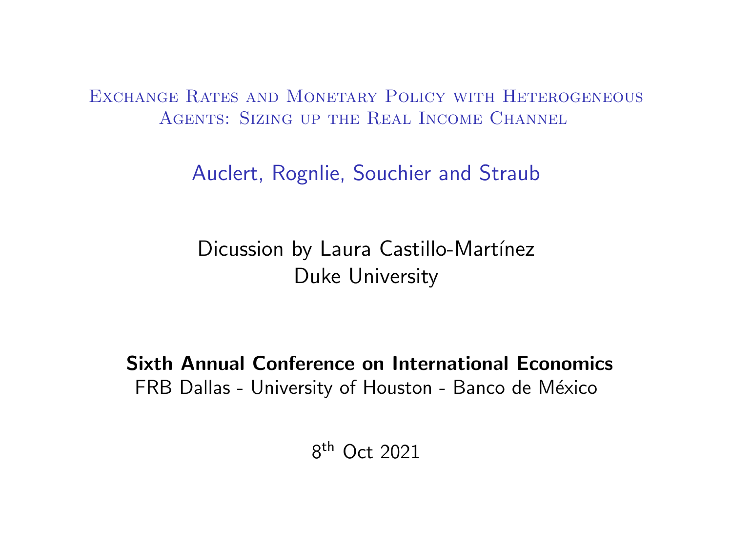# Exchange Rates and Monetary Policy with Heterogeneous Agents: Sizing up the Real Income Channel

Auclert, Rognlie, Souchier and Straub

Dicussion by Laura Castillo-Martínez
Duke University

**Sixth Annual Conference on International Economics**
FRB Dallas - University of Houston - Banco de México

8$^{\text{th}}$ Oct 2021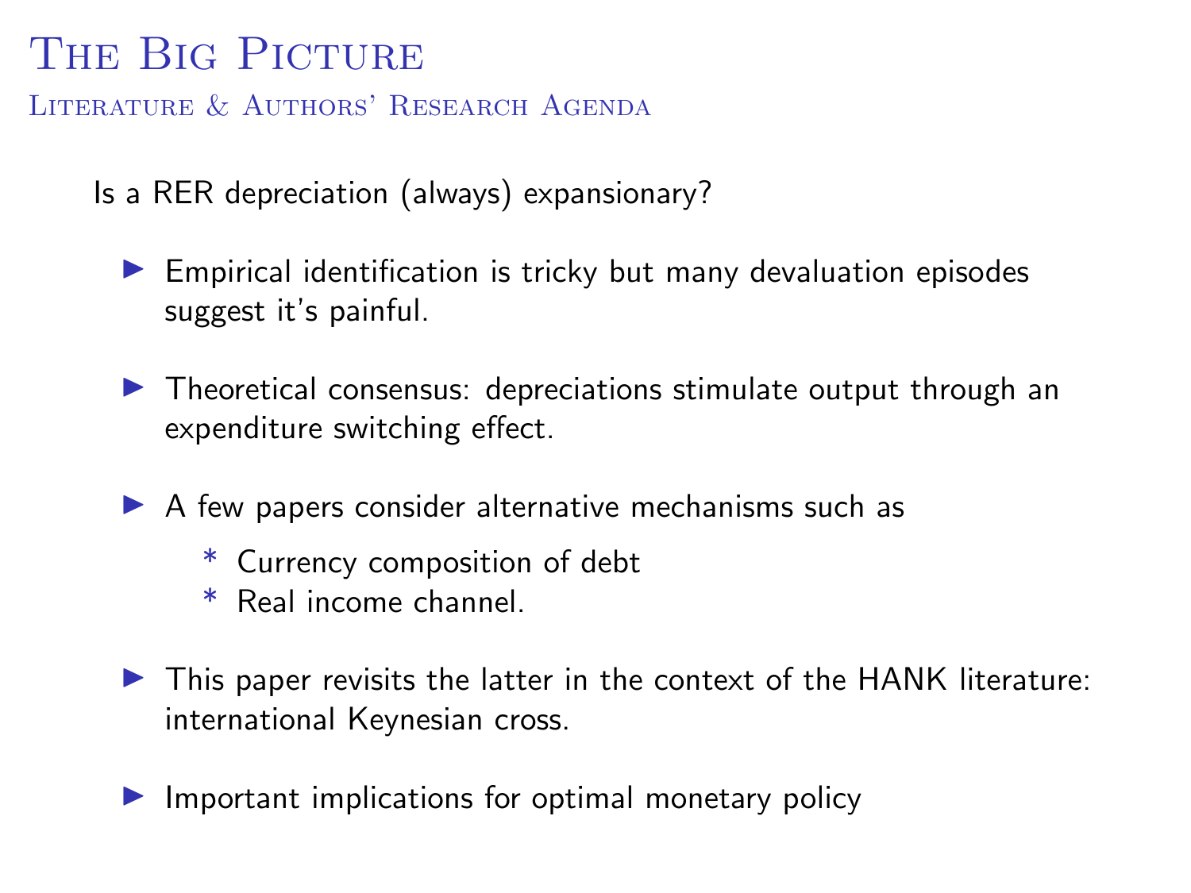# The Big Picture

## Literature & Authors' Research Agenda

Is a RER depreciation (always) expansionary?

- Empirical identification is tricky but many devaluation episodes suggest it's painful.
- Theoretical consensus: depreciations stimulate output through an expenditure switching effect.
- A few papers consider alternative mechanisms such as
  - Currency composition of debt
  - Real income channel.
- This paper revisits the latter in the context of the HANK literature: international Keynesian cross.
- Important implications for optimal monetary policy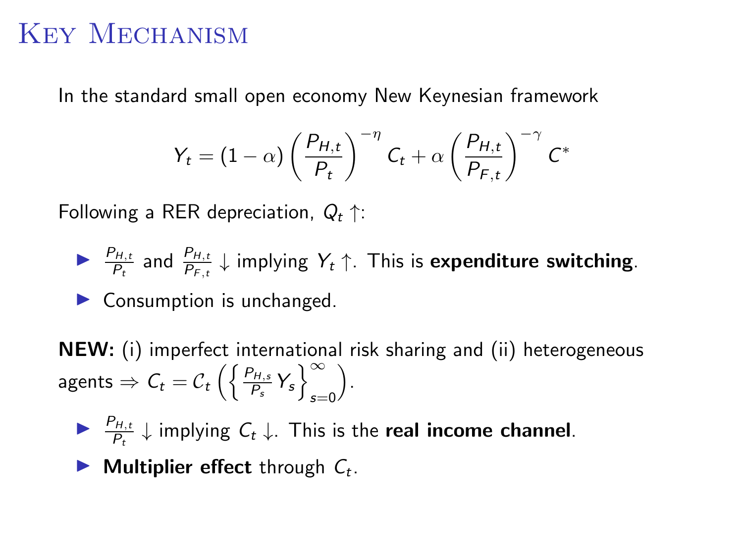# Key Mechanism

In the standard small open economy New Keynesian framework

$$Y_t = (1-\alpha)\left(\frac{P_{H,t}}{P_t}\right)^{-\eta} C_t + \alpha \left(\frac{P_{H,t}}{P_{F,t}}\right)^{-\gamma} C^*$$

Following a RER depreciation, $Q_t \uparrow$:

- $\frac{P_{H,t}}{P_t}$ and $\frac{P_{H,t}}{P_{F,t}} \downarrow$ implying $Y_t \uparrow$. This is **expenditure switching**.
- Consumption is unchanged.

**NEW:** (i) imperfect international risk sharing and (ii) heterogeneous agents $\Rightarrow C_t = \mathcal{C}_t\left(\left\{\frac{P_{H,s}}{P_s} Y_s\right\}_{s=0}^{\infty}\right)$.

- $\frac{P_{H,t}}{P_t} \downarrow$ implying $C_t \downarrow$. This is the **real income channel**.
- **Multiplier effect** through $C_t$.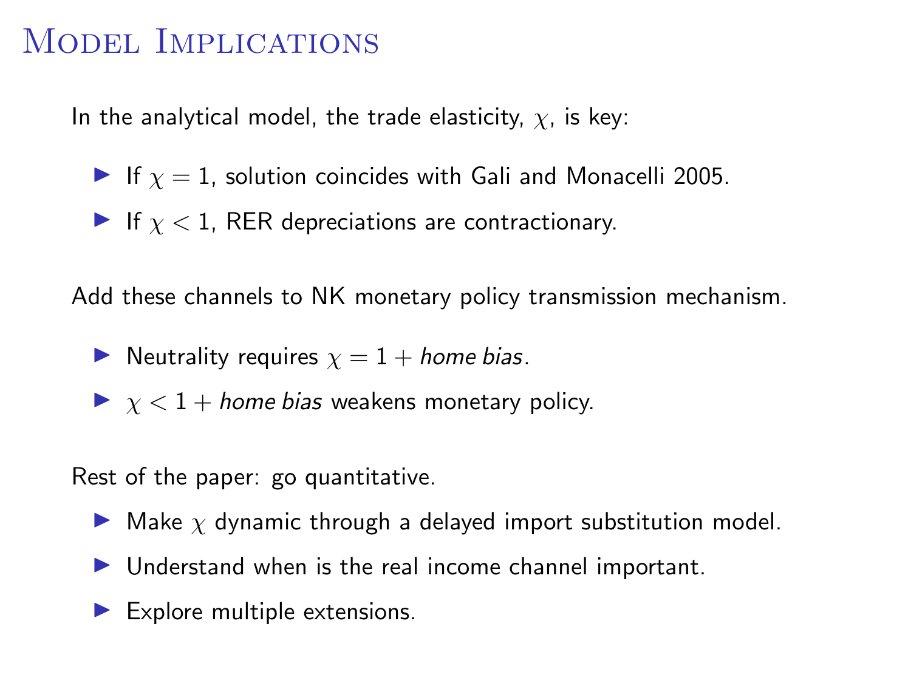# Model Implications

In the analytical model, the trade elasticity, $\chi$, is key:

- If $\chi = 1$, solution coincides with Gali and Monacelli 2005.
- If $\chi < 1$, RER depreciations are contractionary.

Add these channels to NK monetary policy transmission mechanism.

- Neutrality requires $\chi = 1 +$ *home bias*.
- $\chi < 1 +$ *home bias* weakens monetary policy.

Rest of the paper: go quantitative.

- Make $\chi$ dynamic through a delayed import substitution model.
- Understand when is the real income channel important.
- Explore multiple extensions.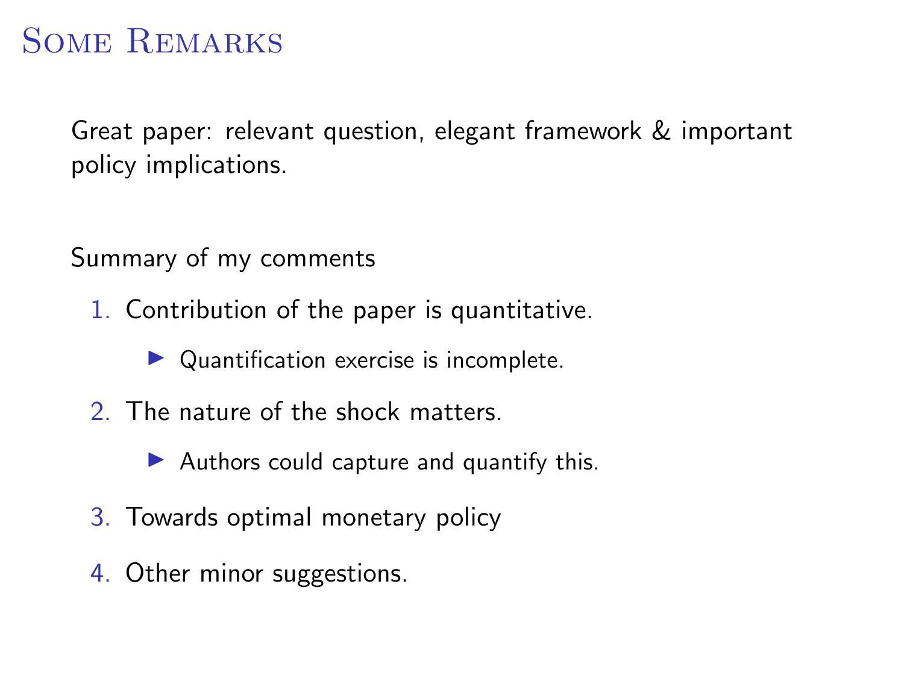# Some Remarks

Great paper: relevant question, elegant framework & important policy implications.

Summary of my comments

1. Contribution of the paper is quantitative.
   - Quantification exercise is incomplete.
2. The nature of the shock matters.
   - Authors could capture and quantify this.
3. Towards optimal monetary policy
4. Other minor suggestions.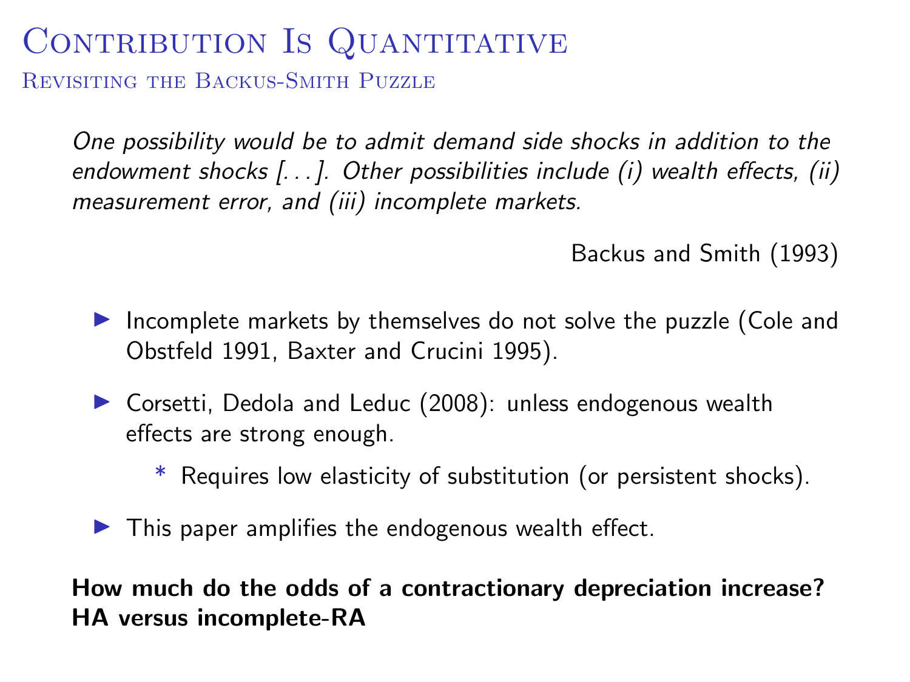# Contribution Is Quantitative

## Revisiting the Backus-Smith Puzzle

*One possibility would be to admit demand side shocks in addition to the endowment shocks [...]. Other possibilities include (i) wealth effects, (ii) measurement error, and (iii) incomplete markets.*

Backus and Smith (1993)

- Incomplete markets by themselves do not solve the puzzle (Cole and Obstfeld 1991, Baxter and Crucini 1995).
- Corsetti, Dedola and Leduc (2008): unless endogenous wealth effects are strong enough.
  - Requires low elasticity of substitution (or persistent shocks).
- This paper amplifies the endogenous wealth effect.

**How much do the odds of a contractionary depreciation increase? HA versus incomplete-RA**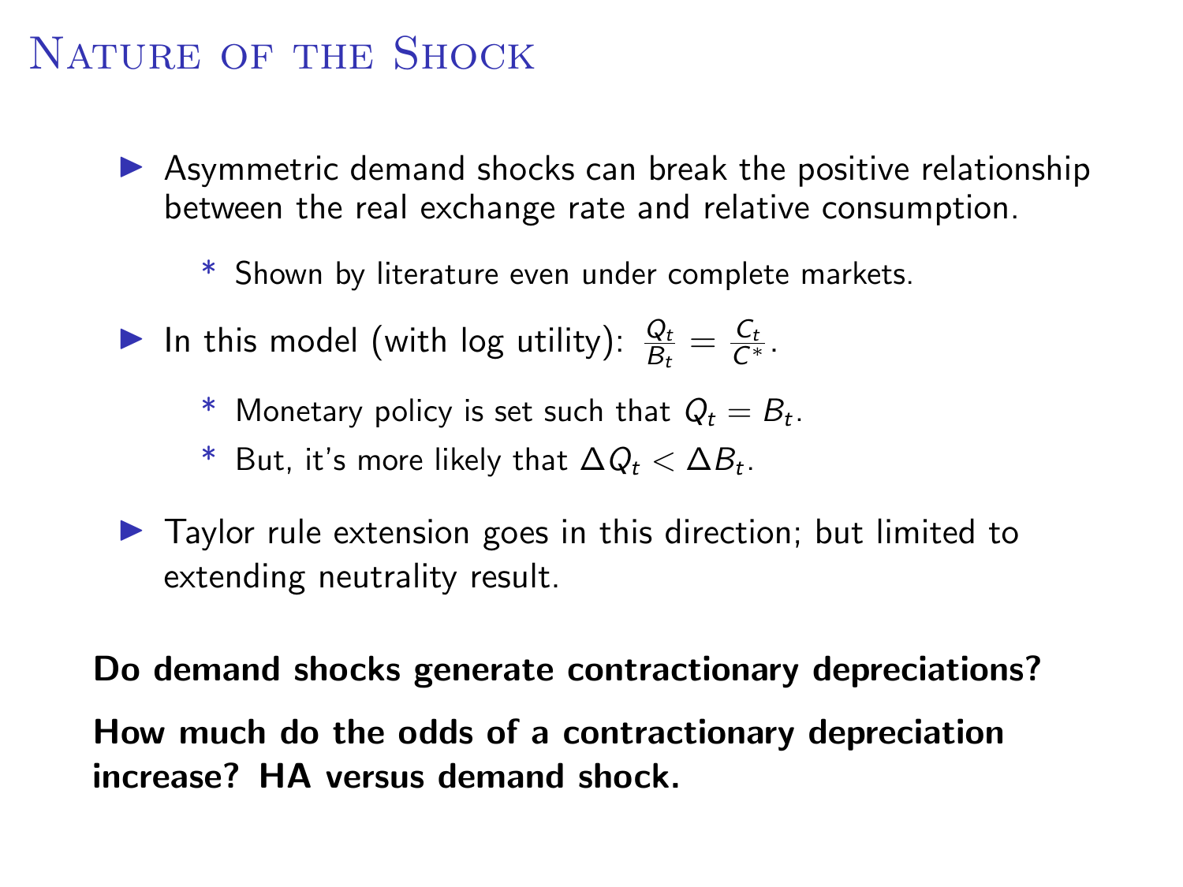# Nature of the Shock

- Asymmetric demand shocks can break the positive relationship between the real exchange rate and relative consumption.
  - Shown by literature even under complete markets.
- In this model (with log utility): $\frac{Q_t}{B_t} = \frac{C_t}{C^*}$.
  - Monetary policy is set such that $Q_t = B_t$.
  - But, it's more likely that $\Delta Q_t < \Delta B_t$.
- Taylor rule extension goes in this direction; but limited to extending neutrality result.

**Do demand shocks generate contractionary depreciations?**

**How much do the odds of a contractionary depreciation increase? HA versus demand shock.**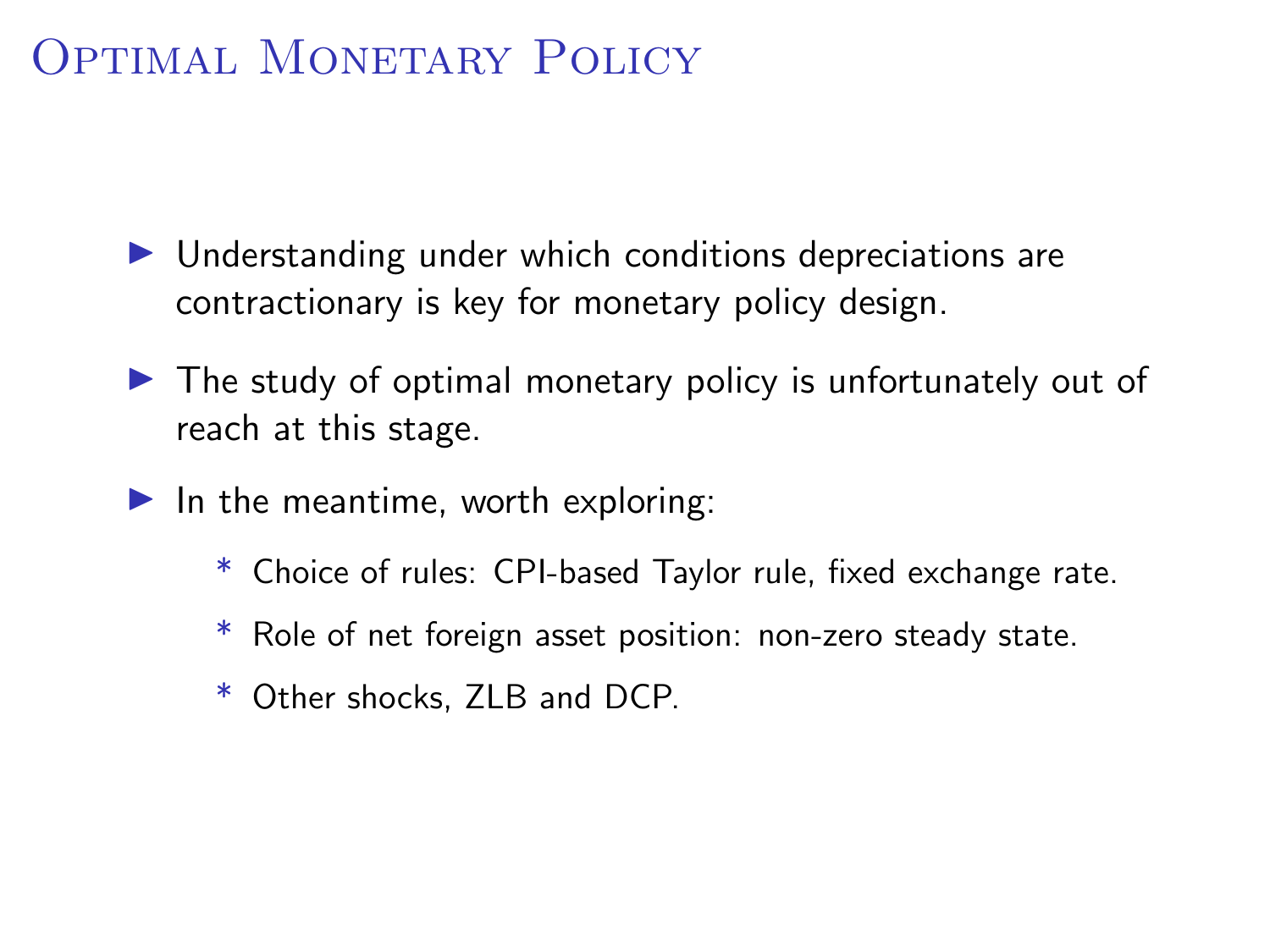# Optimal Monetary Policy

- Understanding under which conditions depreciations are contractionary is key for monetary policy design.
- The study of optimal monetary policy is unfortunately out of reach at this stage.
- In the meantime, worth exploring:
  - Choice of rules: CPI-based Taylor rule, fixed exchange rate.
  - Role of net foreign asset position: non-zero steady state.
  - Other shocks, ZLB and DCP.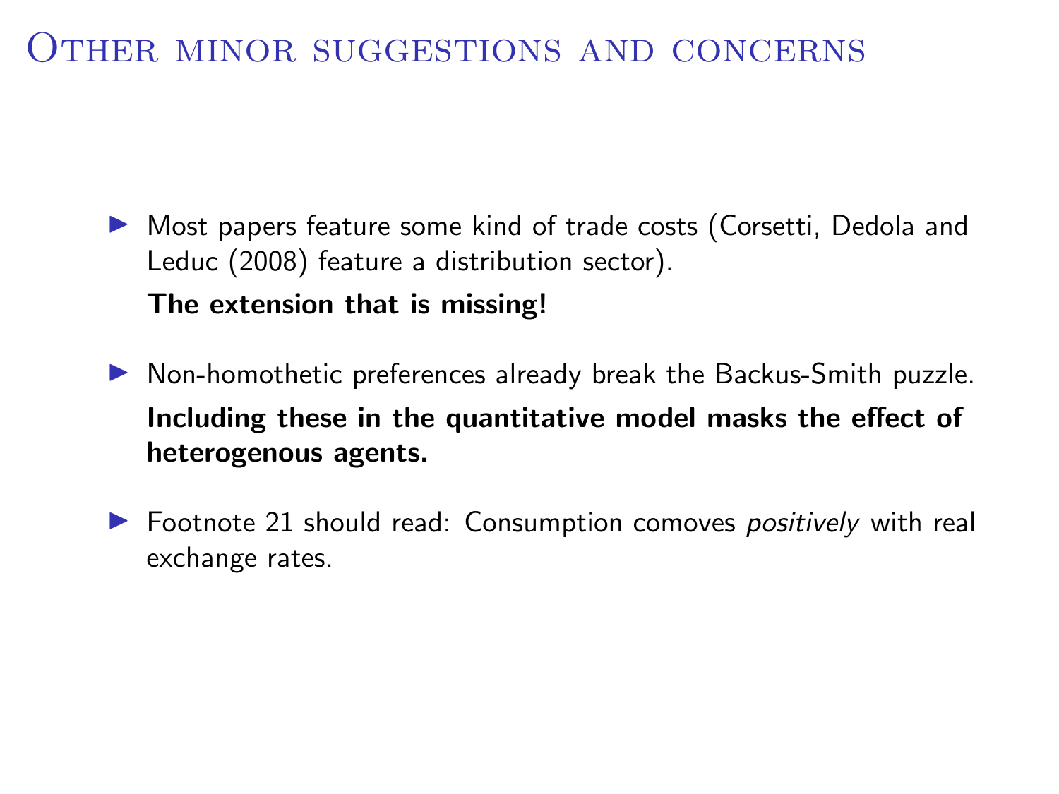# Other minor suggestions and concerns

- Most papers feature some kind of trade costs (Corsetti, Dedola and Leduc (2008) feature a distribution sector).

  **The extension that is missing!**

- Non-homothetic preferences already break the Backus-Smith puzzle.

  **Including these in the quantitative model masks the effect of heterogenous agents.**

- Footnote 21 should read: Consumption comoves *positively* with real exchange rates.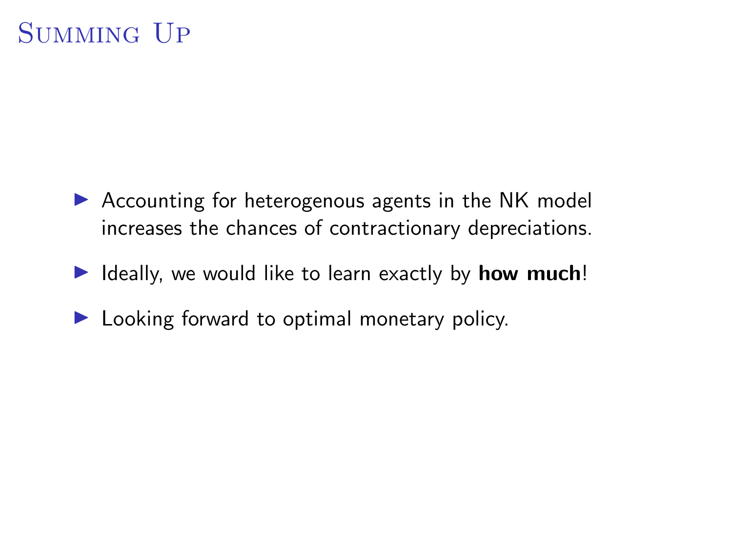# Summing Up

- Accounting for heterogenous agents in the NK model increases the chances of contractionary depreciations.
- Ideally, we would like to learn exactly by **how much**!
- Looking forward to optimal monetary policy.